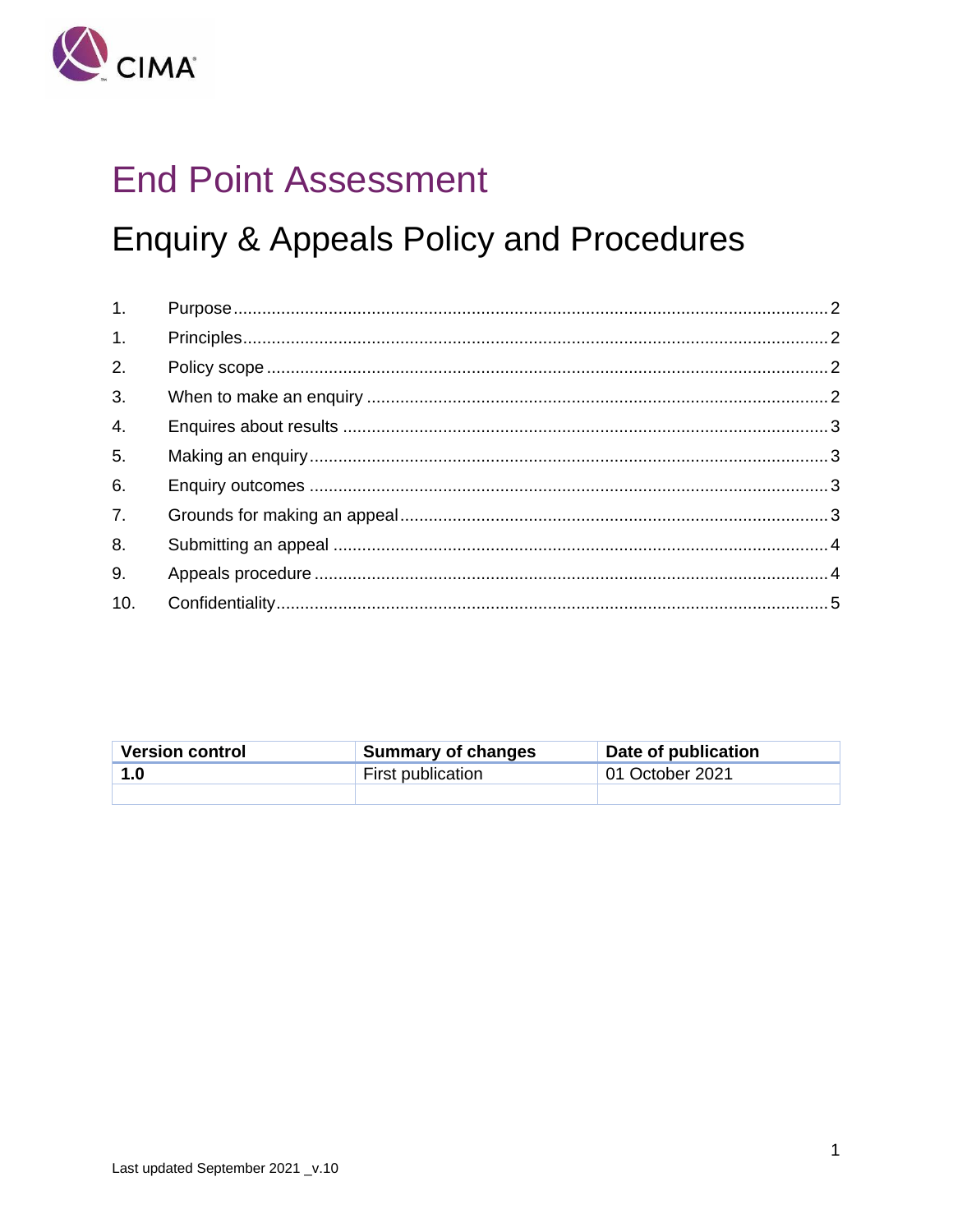# End Point Assessment

## Enquiry & Appeals Policy and Procedures

1. Purpose ........................................................................ 2
1. Principles ........................................................................ 2
2. Policy scope ........................................................................ 2
3. When to make an enquiry ........................................................................ 2
4. Enquires about results ........................................................................ 3
5. Making an enquiry ........................................................................ 3
6. Enquiry outcomes ........................................................................ 3
7. Grounds for making an appeal ........................................................................ 3
8. Submitting an appeal ........................................................................ 4
9. Appeals procedure ........................................................................ 4
10. Confidentiality ........................................................................ 5

| Version control | Summary of changes | Date of publication |
|---|---|---|
| **1.0** | First publication | 01 October 2021 |
| | | |

Last updated September 2021 _v.10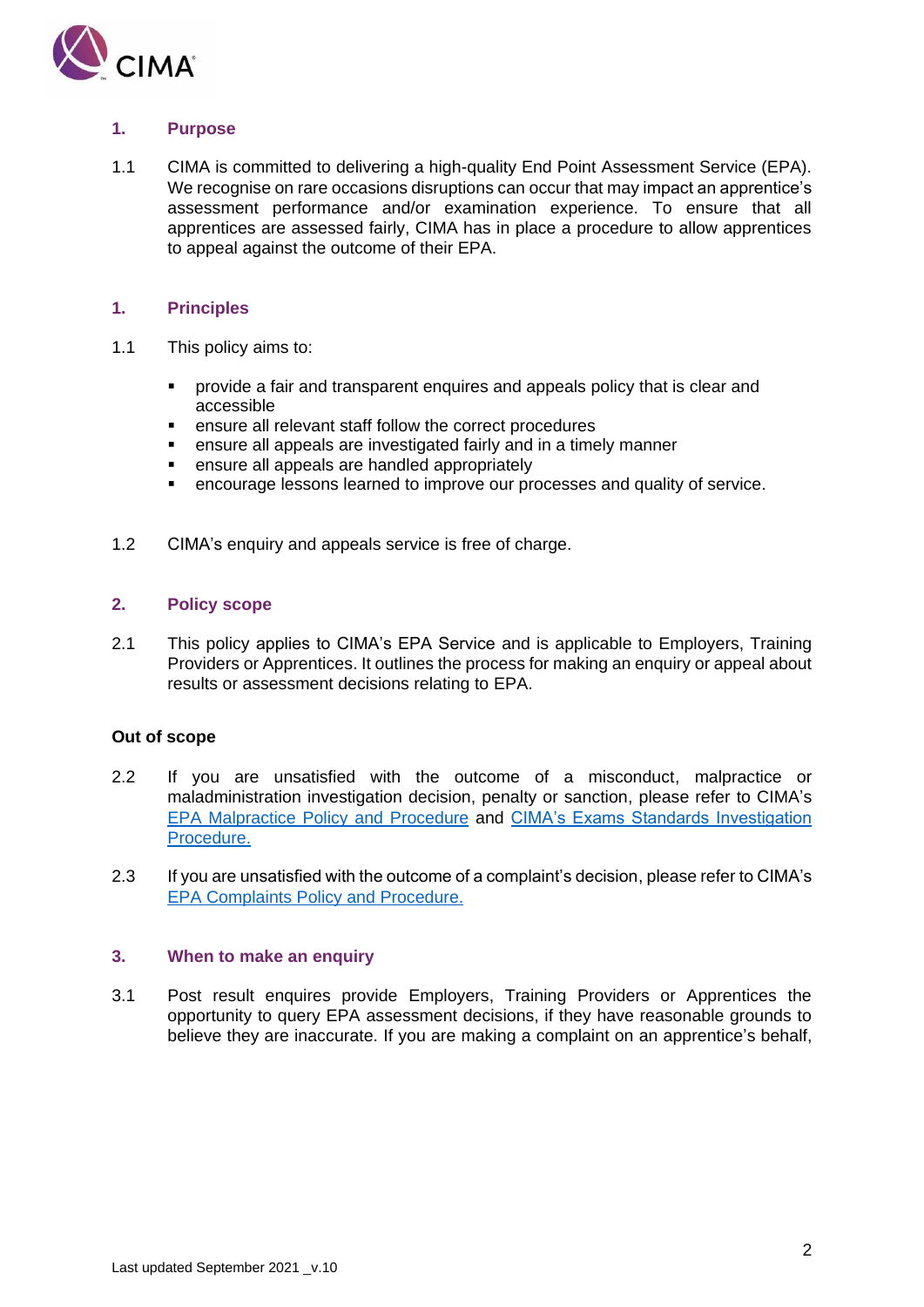## 1. Purpose

1.1 CIMA is committed to delivering a high-quality End Point Assessment Service (EPA). We recognise on rare occasions disruptions can occur that may impact an apprentice's assessment performance and/or examination experience. To ensure that all apprentices are assessed fairly, CIMA has in place a procedure to allow apprentices to appeal against the outcome of their EPA.

## 1. Principles

1.1 This policy aims to:

- provide a fair and transparent enquires and appeals policy that is clear and accessible
- ensure all relevant staff follow the correct procedures
- ensure all appeals are investigated fairly and in a timely manner
- ensure all appeals are handled appropriately
- encourage lessons learned to improve our processes and quality of service.

1.2 CIMA's enquiry and appeals service is free of charge.

## 2. Policy scope

2.1 This policy applies to CIMA's EPA Service and is applicable to Employers, Training Providers or Apprentices. It outlines the process for making an enquiry or appeal about results or assessment decisions relating to EPA.

**Out of scope**

2.2 If you are unsatisfied with the outcome of a misconduct, malpractice or maladministration investigation decision, penalty or sanction, please refer to CIMA's EPA Malpractice Policy and Procedure and CIMA's Exams Standards Investigation Procedure.

2.3 If you are unsatisfied with the outcome of a complaint's decision, please refer to CIMA's EPA Complaints Policy and Procedure.

## 3. When to make an enquiry

3.1 Post result enquires provide Employers, Training Providers or Apprentices the opportunity to query EPA assessment decisions, if they have reasonable grounds to believe they are inaccurate. If you are making a complaint on an apprentice's behalf,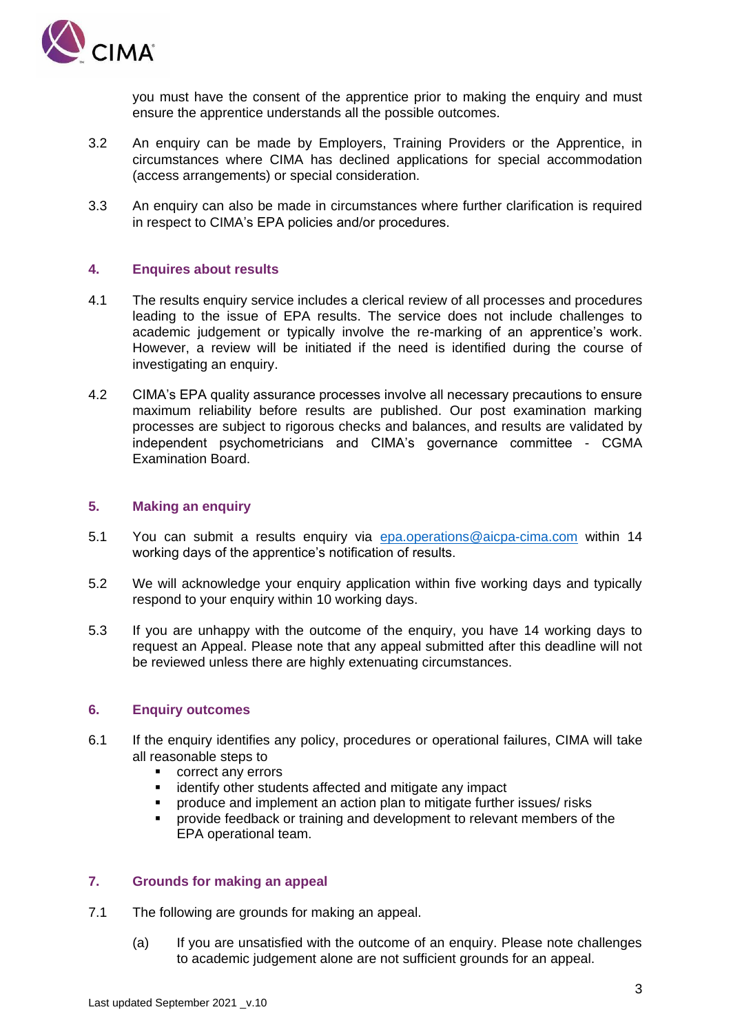you must have the consent of the apprentice prior to making the enquiry and must ensure the apprentice understands all the possible outcomes.

3.2 An enquiry can be made by Employers, Training Providers or the Apprentice, in circumstances where CIMA has declined applications for special accommodation (access arrangements) or special consideration.

3.3 An enquiry can also be made in circumstances where further clarification is required in respect to CIMA's EPA policies and/or procedures.

## 4. Enquires about results

4.1 The results enquiry service includes a clerical review of all processes and procedures leading to the issue of EPA results. The service does not include challenges to academic judgement or typically involve the re-marking of an apprentice's work. However, a review will be initiated if the need is identified during the course of investigating an enquiry.

4.2 CIMA's EPA quality assurance processes involve all necessary precautions to ensure maximum reliability before results are published. Our post examination marking processes are subject to rigorous checks and balances, and results are validated by independent psychometricians and CIMA's governance committee - CGMA Examination Board.

## 5. Making an enquiry

5.1 You can submit a results enquiry via [epa.operations@aicpa-cima.com](mailto:epa.operations@aicpa-cima.com) within 14 working days of the apprentice's notification of results.

5.2 We will acknowledge your enquiry application within five working days and typically respond to your enquiry within 10 working days.

5.3 If you are unhappy with the outcome of the enquiry, you have 14 working days to request an Appeal. Please note that any appeal submitted after this deadline will not be reviewed unless there are highly extenuating circumstances.

## 6. Enquiry outcomes

6.1 If the enquiry identifies any policy, procedures or operational failures, CIMA will take all reasonable steps to

- correct any errors
- identify other students affected and mitigate any impact
- produce and implement an action plan to mitigate further issues/ risks
- provide feedback or training and development to relevant members of the EPA operational team.

## 7. Grounds for making an appeal

7.1 The following are grounds for making an appeal.

(a) If you are unsatisfied with the outcome of an enquiry. Please note challenges to academic judgement alone are not sufficient grounds for an appeal.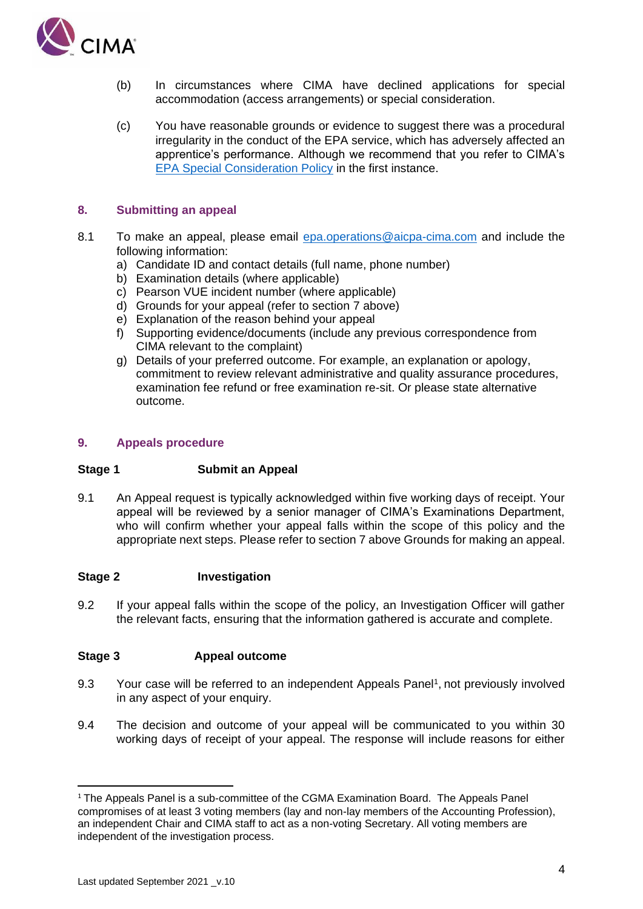(b) In circumstances where CIMA have declined applications for special accommodation (access arrangements) or special consideration.

(c) You have reasonable grounds or evidence to suggest there was a procedural irregularity in the conduct of the EPA service, which has adversely affected an apprentice's performance. Although we recommend that you refer to CIMA's [EPA Special Consideration Policy]() in the first instance.

## 8. Submitting an appeal

8.1 To make an appeal, please email [epa.operations@aicpa-cima.com](mailto:epa.operations@aicpa-cima.com) and include the following information:

a) Candidate ID and contact details (full name, phone number)
b) Examination details (where applicable)
c) Pearson VUE incident number (where applicable)
d) Grounds for your appeal (refer to section 7 above)
e) Explanation of the reason behind your appeal
f) Supporting evidence/documents (include any previous correspondence from CIMA relevant to the complaint)
g) Details of your preferred outcome. For example, an explanation or apology, commitment to review relevant administrative and quality assurance procedures, examination fee refund or free examination re-sit. Or please state alternative outcome.

## 9. Appeals procedure

**Stage 1 Submit an Appeal**

9.1 An Appeal request is typically acknowledged within five working days of receipt. Your appeal will be reviewed by a senior manager of CIMA's Examinations Department, who will confirm whether your appeal falls within the scope of this policy and the appropriate next steps. Please refer to section 7 above Grounds for making an appeal.

**Stage 2 Investigation**

9.2 If your appeal falls within the scope of the policy, an Investigation Officer will gather the relevant facts, ensuring that the information gathered is accurate and complete.

**Stage 3 Appeal outcome**

9.3 Your case will be referred to an independent Appeals Panel[1], not previously involved in any aspect of your enquiry.

9.4 The decision and outcome of your appeal will be communicated to you within 30 working days of receipt of your appeal. The response will include reasons for either

---

[1] The Appeals Panel is a sub-committee of the CGMA Examination Board. The Appeals Panel compromises of at least 3 voting members (lay and non-lay members of the Accounting Profession), an independent Chair and CIMA staff to act as a non-voting Secretary. All voting members are independent of the investigation process.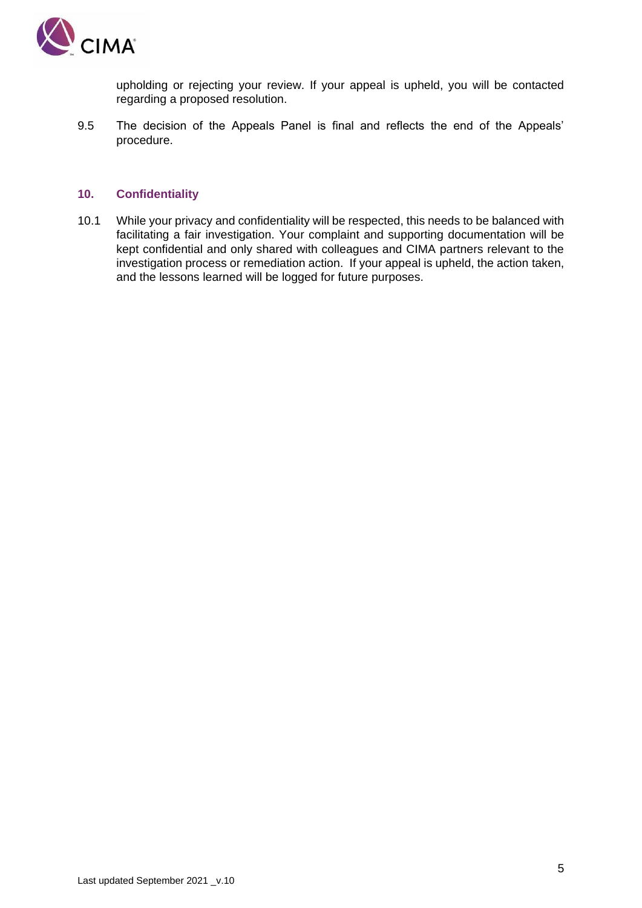upholding or rejecting your review. If your appeal is upheld, you will be contacted regarding a proposed resolution.

9.5 The decision of the Appeals Panel is final and reflects the end of the Appeals' procedure.

## 10. Confidentiality

10.1 While your privacy and confidentiality will be respected, this needs to be balanced with facilitating a fair investigation. Your complaint and supporting documentation will be kept confidential and only shared with colleagues and CIMA partners relevant to the investigation process or remediation action. If your appeal is upheld, the action taken, and the lessons learned will be logged for future purposes.

Last updated September 2021 _v.10